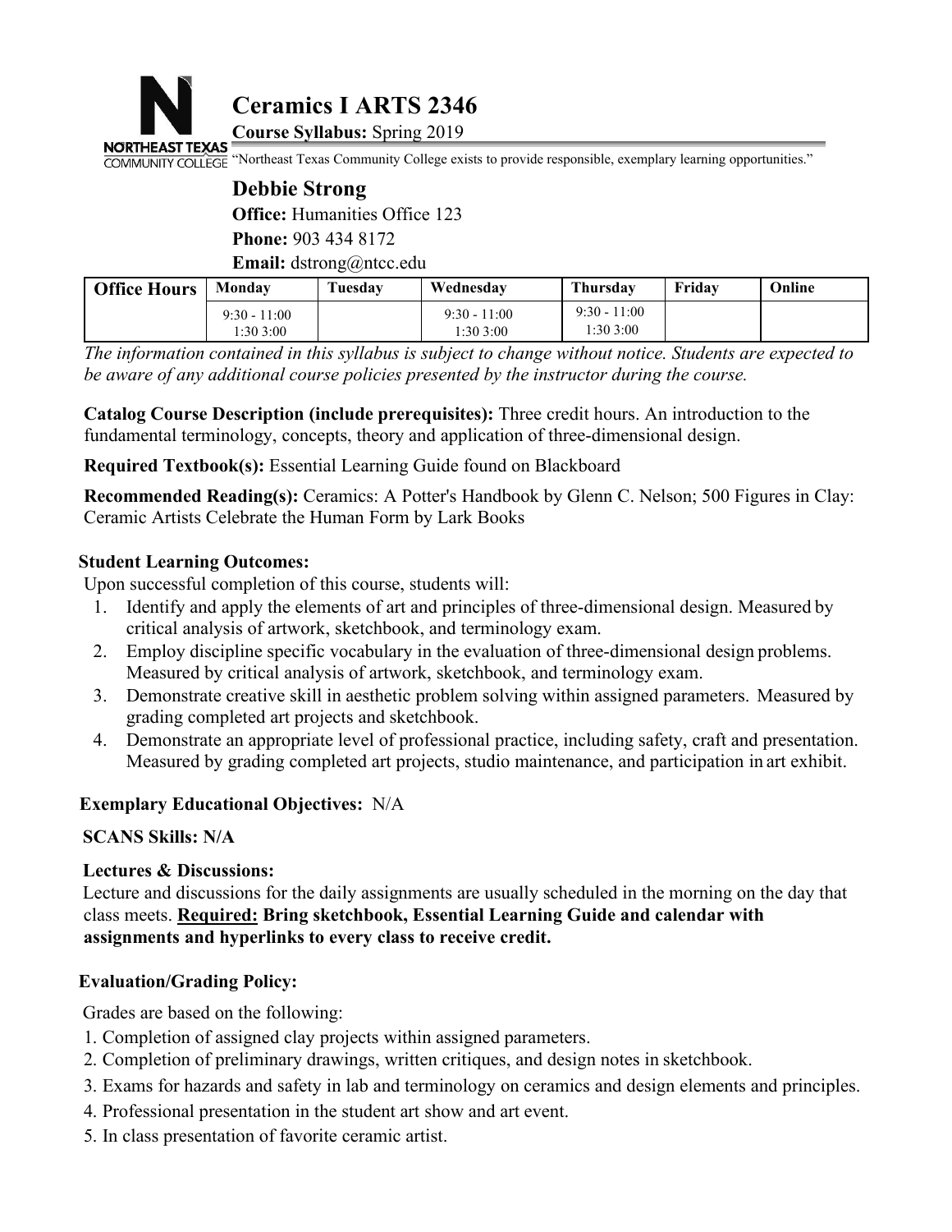# Ceramics I ARTS 2346

**Course Syllabus:** Spring 2019

"Northeast Texas Community College exists to provide responsible, exemplary learning opportunities."

## Debbie Strong

**Office:** Humanities Office 123

**Phone:** 903 434 8172

**Email:** dstrong@ntcc.edu

| Office Hours | Monday | Tuesday | Wednesday | Thursday | Friday | Online |
|---|---|---|---|---|---|---|
| | 9:30 - 11:00<br>1:30 3:00 | | 9:30 - 11:00<br>1:30 3:00 | 9:30 - 11:00<br>1:30 3:00 | | |

*The information contained in this syllabus is subject to change without notice. Students are expected to be aware of any additional course policies presented by the instructor during the course.*

**Catalog Course Description (include prerequisites):** Three credit hours. An introduction to the fundamental terminology, concepts, theory and application of three-dimensional design.

**Required Textbook(s):** Essential Learning Guide found on Blackboard

**Recommended Reading(s):** Ceramics: A Potter's Handbook by Glenn C. Nelson; 500 Figures in Clay: Ceramic Artists Celebrate the Human Form by Lark Books

**Student Learning Outcomes:**

Upon successful completion of this course, students will:

1. Identify and apply the elements of art and principles of three-dimensional design. Measured by critical analysis of artwork, sketchbook, and terminology exam.
2. Employ discipline specific vocabulary in the evaluation of three-dimensional design problems. Measured by critical analysis of artwork, sketchbook, and terminology exam.
3. Demonstrate creative skill in aesthetic problem solving within assigned parameters. Measured by grading completed art projects and sketchbook.
4. Demonstrate an appropriate level of professional practice, including safety, craft and presentation. Measured by grading completed art projects, studio maintenance, and participation in art exhibit.

**Exemplary Educational Objectives:** N/A

**SCANS Skills: N/A**

**Lectures & Discussions:**

Lecture and discussions for the daily assignments are usually scheduled in the morning on the day that class meets. **<u>Required:</u> Bring sketchbook, Essential Learning Guide and calendar with assignments and hyperlinks to every class to receive credit.**

**Evaluation/Grading Policy:**

Grades are based on the following:

1. Completion of assigned clay projects within assigned parameters.
2. Completion of preliminary drawings, written critiques, and design notes in sketchbook.
3. Exams for hazards and safety in lab and terminology on ceramics and design elements and principles.
4. Professional presentation in the student art show and art event.
5. In class presentation of favorite ceramic artist.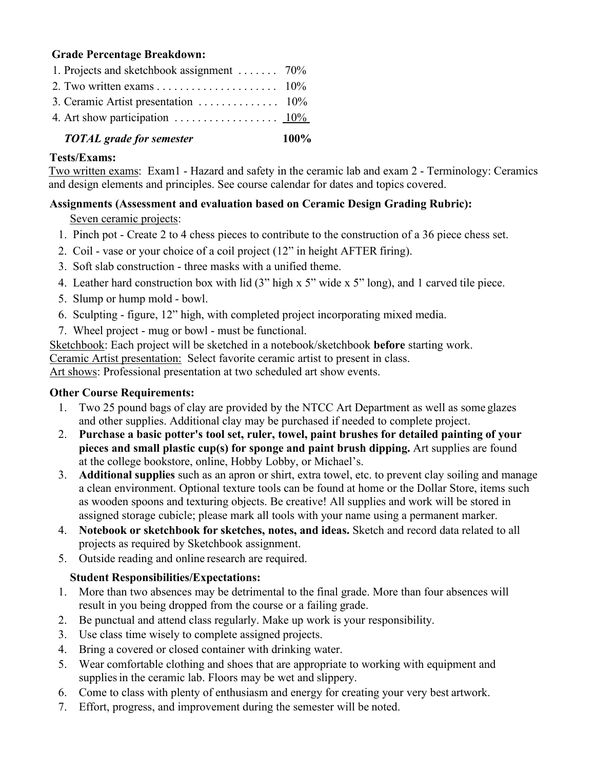**Grade Percentage Breakdown:**

| Item | Percentage |
|---|---|
| 1. Projects and sketchbook assignment | 70% |
| 2. Two written exams | 10% |
| 3. Ceramic Artist presentation | 10% |
| 4. Art show participation | 10% |
| ***TOTAL grade for semester*** | **100%** |

**Tests/Exams:**

Two written exams: Exam1 - Hazard and safety in the ceramic lab and exam 2 - Terminology: Ceramics and design elements and principles. See course calendar for dates and topics covered.

**Assignments (Assessment and evaluation based on Ceramic Design Grading Rubric):**

Seven ceramic projects:

1. Pinch pot - Create 2 to 4 chess pieces to contribute to the construction of a 36 piece chess set.
2. Coil - vase or your choice of a coil project (12" in height AFTER firing).
3. Soft slab construction - three masks with a unified theme.
4. Leather hard construction box with lid (3" high x 5" wide x 5" long), and 1 carved tile piece.
5. Slump or hump mold - bowl.
6. Sculpting - figure, 12" high, with completed project incorporating mixed media.
7. Wheel project - mug or bowl - must be functional.

Sketchbook: Each project will be sketched in a notebook/sketchbook **before** starting work.
Ceramic Artist presentation: Select favorite ceramic artist to present in class.
Art shows: Professional presentation at two scheduled art show events.

**Other Course Requirements:**

1. Two 25 pound bags of clay are provided by the NTCC Art Department as well as some glazes and other supplies. Additional clay may be purchased if needed to complete project.
2. **Purchase a basic potter's tool set, ruler, towel, paint brushes for detailed painting of your pieces and small plastic cup(s) for sponge and paint brush dipping.** Art supplies are found at the college bookstore, online, Hobby Lobby, or Michael's.
3. **Additional supplies** such as an apron or shirt, extra towel, etc. to prevent clay soiling and manage a clean environment. Optional texture tools can be found at home or the Dollar Store, items such as wooden spoons and texturing objects. Be creative! All supplies and work will be stored in assigned storage cubicle; please mark all tools with your name using a permanent marker.
4. **Notebook or sketchbook for sketches, notes, and ideas.** Sketch and record data related to all projects as required by Sketchbook assignment.
5. Outside reading and online research are required.

**Student Responsibilities/Expectations:**

1. More than two absences may be detrimental to the final grade. More than four absences will result in you being dropped from the course or a failing grade.
2. Be punctual and attend class regularly. Make up work is your responsibility.
3. Use class time wisely to complete assigned projects.
4. Bring a covered or closed container with drinking water.
5. Wear comfortable clothing and shoes that are appropriate to working with equipment and supplies in the ceramic lab. Floors may be wet and slippery.
6. Come to class with plenty of enthusiasm and energy for creating your very best artwork.
7. Effort, progress, and improvement during the semester will be noted.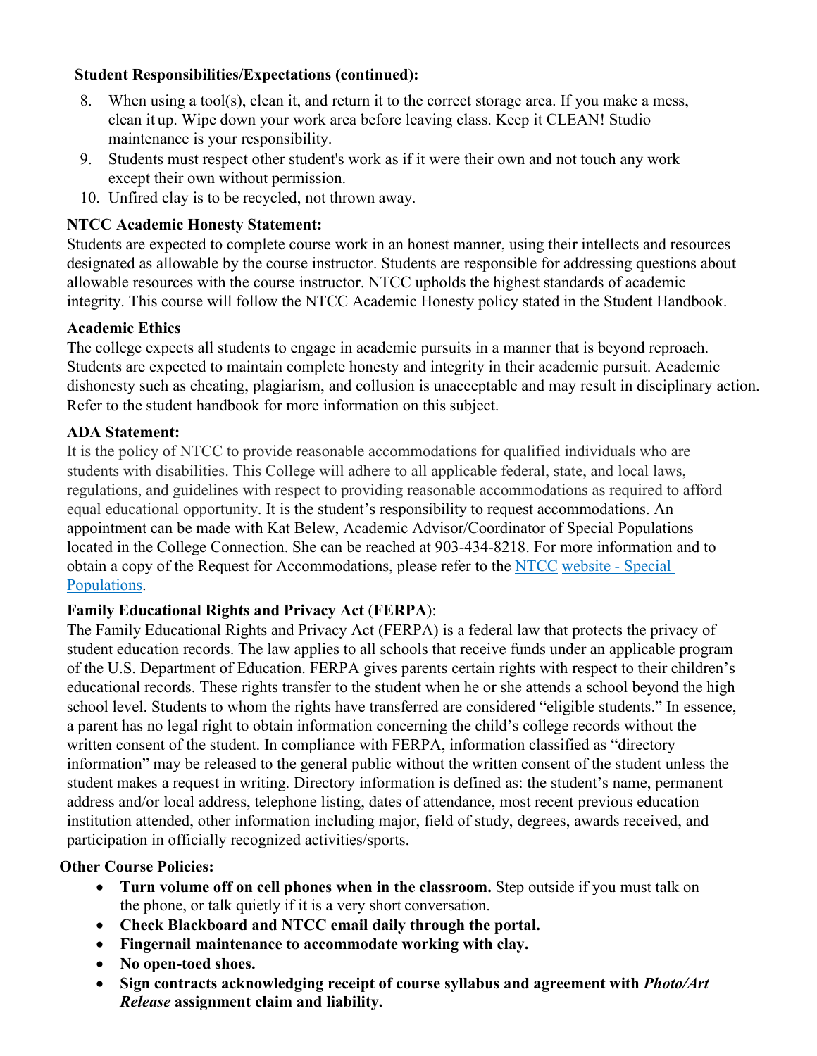**Student Responsibilities/Expectations (continued):**

8. When using a tool(s), clean it, and return it to the correct storage area. If you make a mess, clean it up. Wipe down your work area before leaving class. Keep it CLEAN! Studio maintenance is your responsibility.
9. Students must respect other student's work as if it were their own and not touch any work except their own without permission.
10. Unfired clay is to be recycled, not thrown away.

**NTCC Academic Honesty Statement:**

Students are expected to complete course work in an honest manner, using their intellects and resources designated as allowable by the course instructor. Students are responsible for addressing questions about allowable resources with the course instructor. NTCC upholds the highest standards of academic integrity. This course will follow the NTCC Academic Honesty policy stated in the Student Handbook.

**Academic Ethics**

The college expects all students to engage in academic pursuits in a manner that is beyond reproach. Students are expected to maintain complete honesty and integrity in their academic pursuit. Academic dishonesty such as cheating, plagiarism, and collusion is unacceptable and may result in disciplinary action. Refer to the student handbook for more information on this subject.

**ADA Statement:**

It is the policy of NTCC to provide reasonable accommodations for qualified individuals who are students with disabilities. This College will adhere to all applicable federal, state, and local laws, regulations, and guidelines with respect to providing reasonable accommodations as required to afford equal educational opportunity. It is the student's responsibility to request accommodations. An appointment can be made with Kat Belew, Academic Advisor/Coordinator of Special Populations located in the College Connection. She can be reached at 903-434-8218. For more information and to obtain a copy of the Request for Accommodations, please refer to the NTCC website - Special Populations.

**Family Educational Rights and Privacy Act (FERPA):**

The Family Educational Rights and Privacy Act (FERPA) is a federal law that protects the privacy of student education records. The law applies to all schools that receive funds under an applicable program of the U.S. Department of Education. FERPA gives parents certain rights with respect to their children's educational records. These rights transfer to the student when he or she attends a school beyond the high school level. Students to whom the rights have transferred are considered "eligible students." In essence, a parent has no legal right to obtain information concerning the child's college records without the written consent of the student. In compliance with FERPA, information classified as "directory information" may be released to the general public without the written consent of the student unless the student makes a request in writing. Directory information is defined as: the student's name, permanent address and/or local address, telephone listing, dates of attendance, most recent previous education institution attended, other information including major, field of study, degrees, awards received, and participation in officially recognized activities/sports.

**Other Course Policies:**

- **Turn volume off on cell phones when in the classroom.** Step outside if you must talk on the phone, or talk quietly if it is a very short conversation.
- **Check Blackboard and NTCC email daily through the portal.**
- **Fingernail maintenance to accommodate working with clay.**
- **No open-toed shoes.**
- **Sign contracts acknowledging receipt of course syllabus and agreement with *Photo/Art Release* assignment claim and liability.**